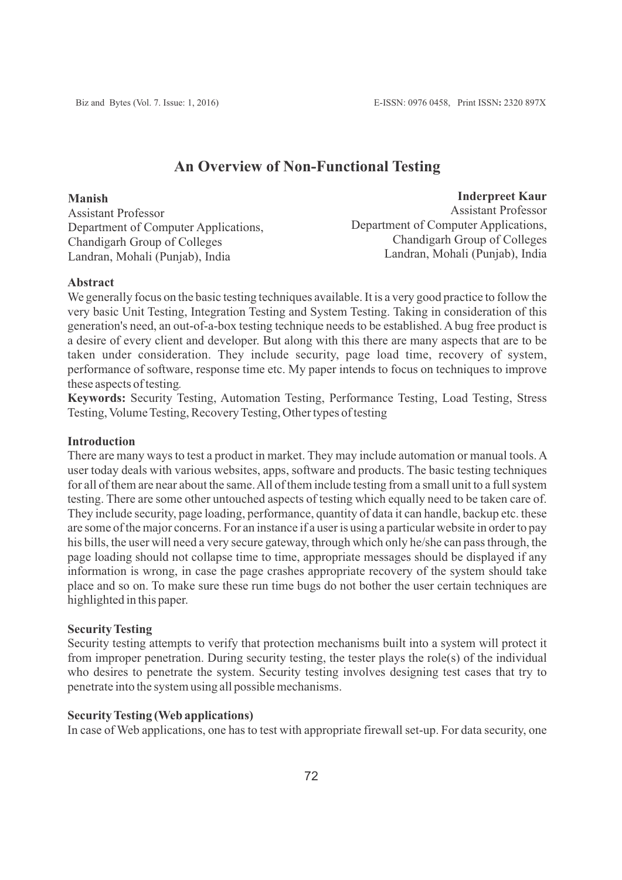# An Overview of Non-Functional Testing

**Manish**
Assistant Professor
Department of Computer Applications,
Chandigarh Group of Colleges
Landran, Mohali (Punjab), India

**Inderpreet Kaur**
Assistant Professor
Department of Computer Applications,
Chandigarh Group of Colleges
Landran, Mohali (Punjab), India

### Abstract

We generally focus on the basic testing techniques available. It is a very good practice to follow the very basic Unit Testing, Integration Testing and System Testing. Taking in consideration of this generation's need, an out-of-a-box testing technique needs to be established. A bug free product is a desire of every client and developer. But along with this there are many aspects that are to be taken under consideration. They include security, page load time, recovery of system, performance of software, response time etc. My paper intends to focus on techniques to improve these aspects of testing.

**Keywords:** Security Testing, Automation Testing, Performance Testing, Load Testing, Stress Testing, Volume Testing, Recovery Testing, Other types of testing

### Introduction

There are many ways to test a product in market. They may include automation or manual tools. A user today deals with various websites, apps, software and products. The basic testing techniques for all of them are near about the same. All of them include testing from a small unit to a full system testing. There are some other untouched aspects of testing which equally need to be taken care of. They include security, page loading, performance, quantity of data it can handle, backup etc. these are some of the major concerns. For an instance if a user is using a particular website in order to pay his bills, the user will need a very secure gateway, through which only he/she can pass through, the page loading should not collapse time to time, appropriate messages should be displayed if any information is wrong, in case the page crashes appropriate recovery of the system should take place and so on. To make sure these run time bugs do not bother the user certain techniques are highlighted in this paper.

### Security Testing

Security testing attempts to verify that protection mechanisms built into a system will protect it from improper penetration. During security testing, the tester plays the role(s) of the individual who desires to penetrate the system. Security testing involves designing test cases that try to penetrate into the system using all possible mechanisms.

### Security Testing (Web applications)

In case of Web applications, one has to test with appropriate firewall set-up. For data security, one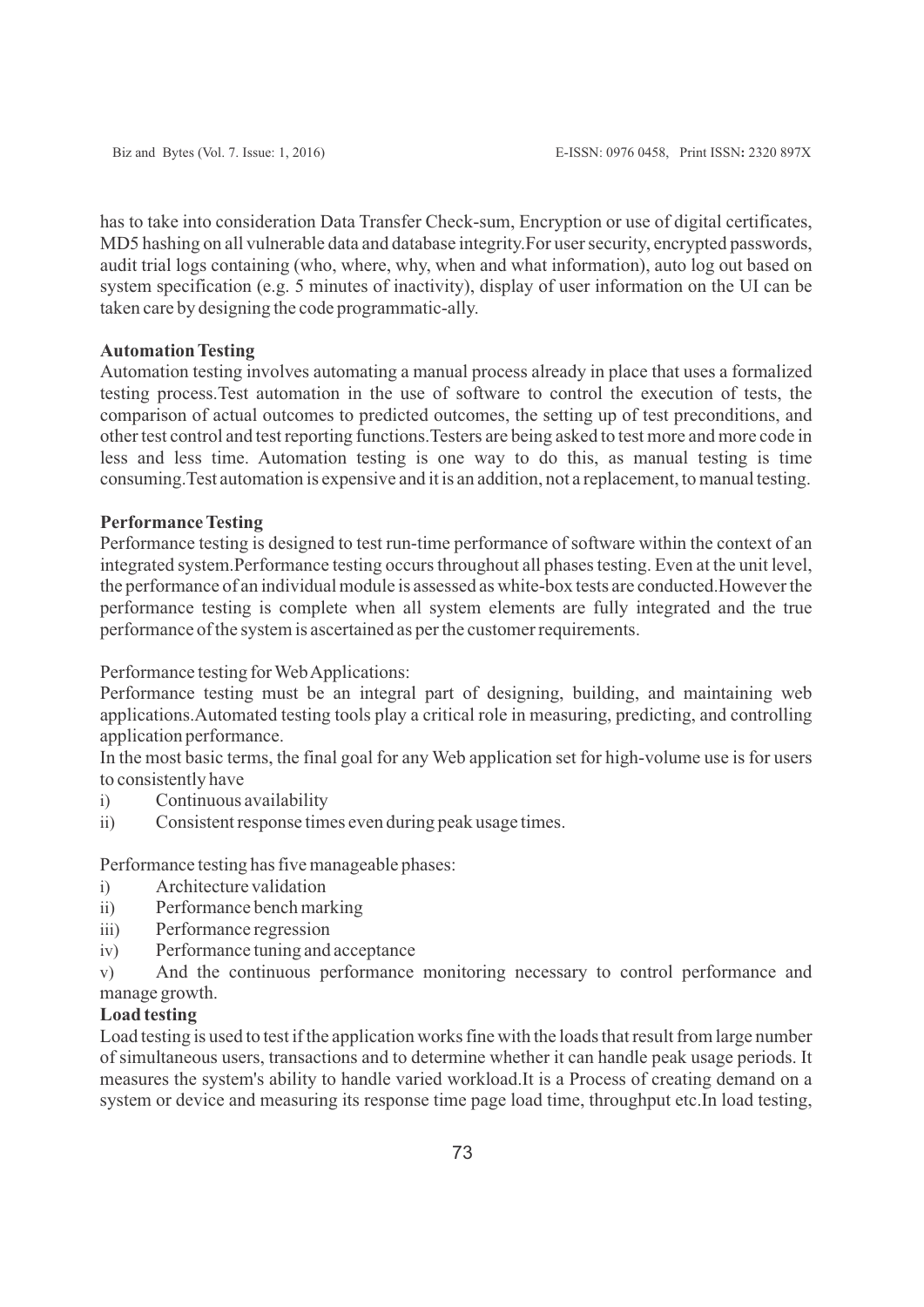has to take into consideration Data Transfer Check-sum, Encryption or use of digital certificates, MD5 hashing on all vulnerable data and database integrity.For user security, encrypted passwords, audit trial logs containing (who, where, why, when and what information), auto log out based on system specification (e.g. 5 minutes of inactivity), display of user information on the UI can be taken care by designing the code programmatic-ally.

**Automation Testing**

Automation testing involves automating a manual process already in place that uses a formalized testing process.Test automation in the use of software to control the execution of tests, the comparison of actual outcomes to predicted outcomes, the setting up of test preconditions, and other test control and test reporting functions.Testers are being asked to test more and more code in less and less time. Automation testing is one way to do this, as manual testing is time consuming.Test automation is expensive and it is an addition, not a replacement, to manual testing.

**Performance Testing**

Performance testing is designed to test run-time performance of software within the context of an integrated system.Performance testing occurs throughout all phases testing. Even at the unit level, the performance of an individual module is assessed as white-box tests are conducted.However the performance testing is complete when all system elements are fully integrated and the true performance of the system is ascertained as per the customer requirements.

Performance testing for Web Applications:

Performance testing must be an integral part of designing, building, and maintaining web applications.Automated testing tools play a critical role in measuring, predicting, and controlling application performance.

In the most basic terms, the final goal for any Web application set for high-volume use is for users to consistently have

i) Continuous availability
ii) Consistent response times even during peak usage times.

Performance testing has five manageable phases:

i) Architecture validation
ii) Performance bench marking
iii) Performance regression
iv) Performance tuning and acceptance
v) And the continuous performance monitoring necessary to control performance and manage growth.

**Load testing**

Load testing is used to test if the application works fine with the loads that result from large number of simultaneous users, transactions and to determine whether it can handle peak usage periods. It measures the system's ability to handle varied workload.It is a Process of creating demand on a system or device and measuring its response time page load time, throughput etc.In load testing,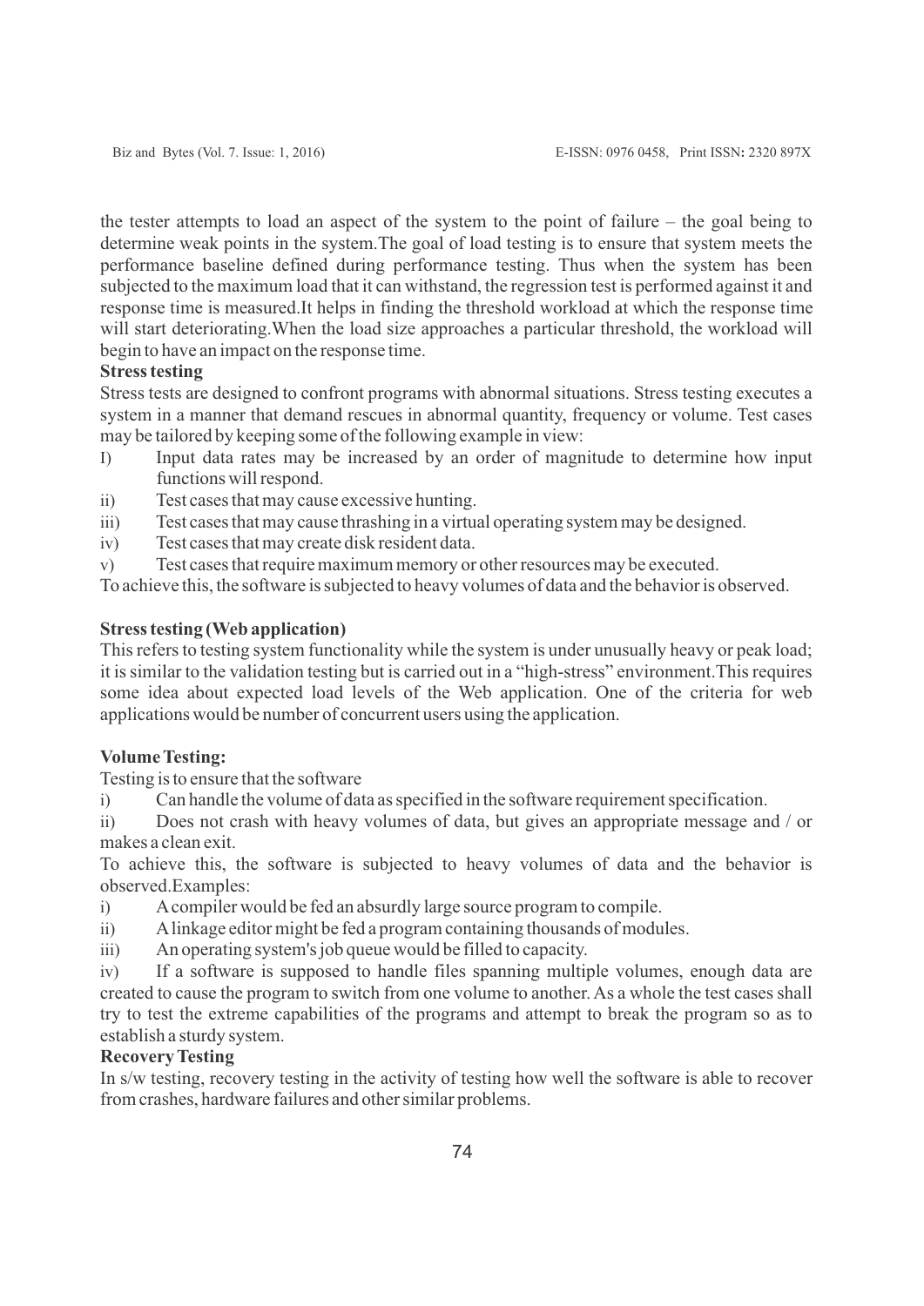the tester attempts to load an aspect of the system to the point of failure – the goal being to determine weak points in the system.The goal of load testing is to ensure that system meets the performance baseline defined during performance testing. Thus when the system has been subjected to the maximum load that it can withstand, the regression test is performed against it and response time is measured.It helps in finding the threshold workload at which the response time will start deteriorating.When the load size approaches a particular threshold, the workload will begin to have an impact on the response time.

**Stress testing**

Stress tests are designed to confront programs with abnormal situations. Stress testing executes a system in a manner that demand rescues in abnormal quantity, frequency or volume. Test cases may be tailored by keeping some of the following example in view:

I) Input data rates may be increased by an order of magnitude to determine how input functions will respond.

ii) Test cases that may cause excessive hunting.

iii) Test cases that may cause thrashing in a virtual operating system may be designed.

iv) Test cases that may create disk resident data.

v) Test cases that require maximum memory or other resources may be executed.

To achieve this, the software is subjected to heavy volumes of data and the behavior is observed.

**Stress testing (Web application)**

This refers to testing system functionality while the system is under unusually heavy or peak load; it is similar to the validation testing but is carried out in a "high-stress" environment.This requires some idea about expected load levels of the Web application. One of the criteria for web applications would be number of concurrent users using the application.

**Volume Testing:**

Testing is to ensure that the software

i) Can handle the volume of data as specified in the software requirement specification.

ii) Does not crash with heavy volumes of data, but gives an appropriate message and / or makes a clean exit.

To achieve this, the software is subjected to heavy volumes of data and the behavior is observed.Examples:

i) A compiler would be fed an absurdly large source program to compile.

ii) A linkage editor might be fed a program containing thousands of modules.

iii) An operating system's job queue would be filled to capacity.

iv) If a software is supposed to handle files spanning multiple volumes, enough data are created to cause the program to switch from one volume to another. As a whole the test cases shall try to test the extreme capabilities of the programs and attempt to break the program so as to establish a sturdy system.

**Recovery Testing**

In s/w testing, recovery testing in the activity of testing how well the software is able to recover from crashes, hardware failures and other similar problems.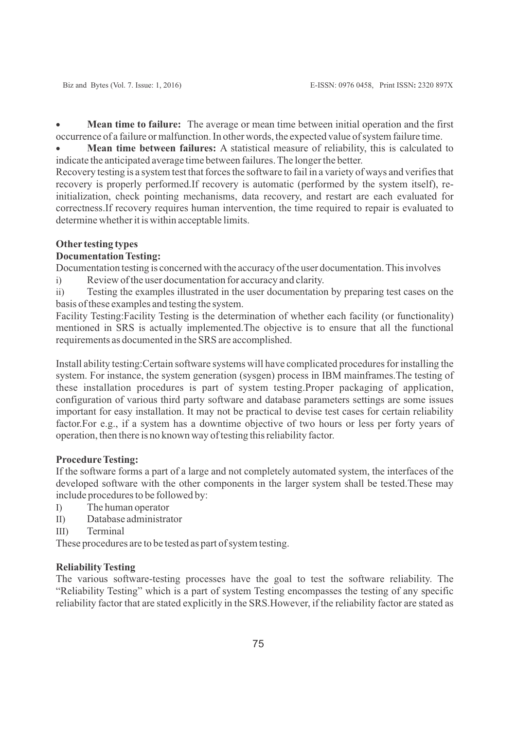- **Mean time to failure:** The average or mean time between initial operation and the first occurrence of a failure or malfunction. In other words, the expected value of system failure time.
- **Mean time between failures:** A statistical measure of reliability, this is calculated to indicate the anticipated average time between failures. The longer the better.

Recovery testing is a system test that forces the software to fail in a variety of ways and verifies that recovery is properly performed.If recovery is automatic (performed by the system itself), re-initialization, check pointing mechanisms, data recovery, and restart are each evaluated for correctness.If recovery requires human intervention, the time required to repair is evaluated to determine whether it is within acceptable limits.

**Other testing types**

**Documentation Testing:**

Documentation testing is concerned with the accuracy of the user documentation. This involves

i) Review of the user documentation for accuracy and clarity.

ii) Testing the examples illustrated in the user documentation by preparing test cases on the basis of these examples and testing the system.

Facility Testing:Facility Testing is the determination of whether each facility (or functionality) mentioned in SRS is actually implemented.The objective is to ensure that all the functional requirements as documented in the SRS are accomplished.

Install ability testing:Certain software systems will have complicated procedures for installing the system. For instance, the system generation (sysgen) process in IBM mainframes.The testing of these installation procedures is part of system testing.Proper packaging of application, configuration of various third party software and database parameters settings are some issues important for easy installation. It may not be practical to devise test cases for certain reliability factor.For e.g., if a system has a downtime objective of two hours or less per forty years of operation, then there is no known way of testing this reliability factor.

**Procedure Testing:**

If the software forms a part of a large and not completely automated system, the interfaces of the developed software with the other components in the larger system shall be tested.These may include procedures to be followed by:

I) The human operator

II) Database administrator

III) Terminal

These procedures are to be tested as part of system testing.

**Reliability Testing**

The various software-testing processes have the goal to test the software reliability. The "Reliability Testing" which is a part of system Testing encompasses the testing of any specific reliability factor that are stated explicitly in the SRS.However, if the reliability factor are stated as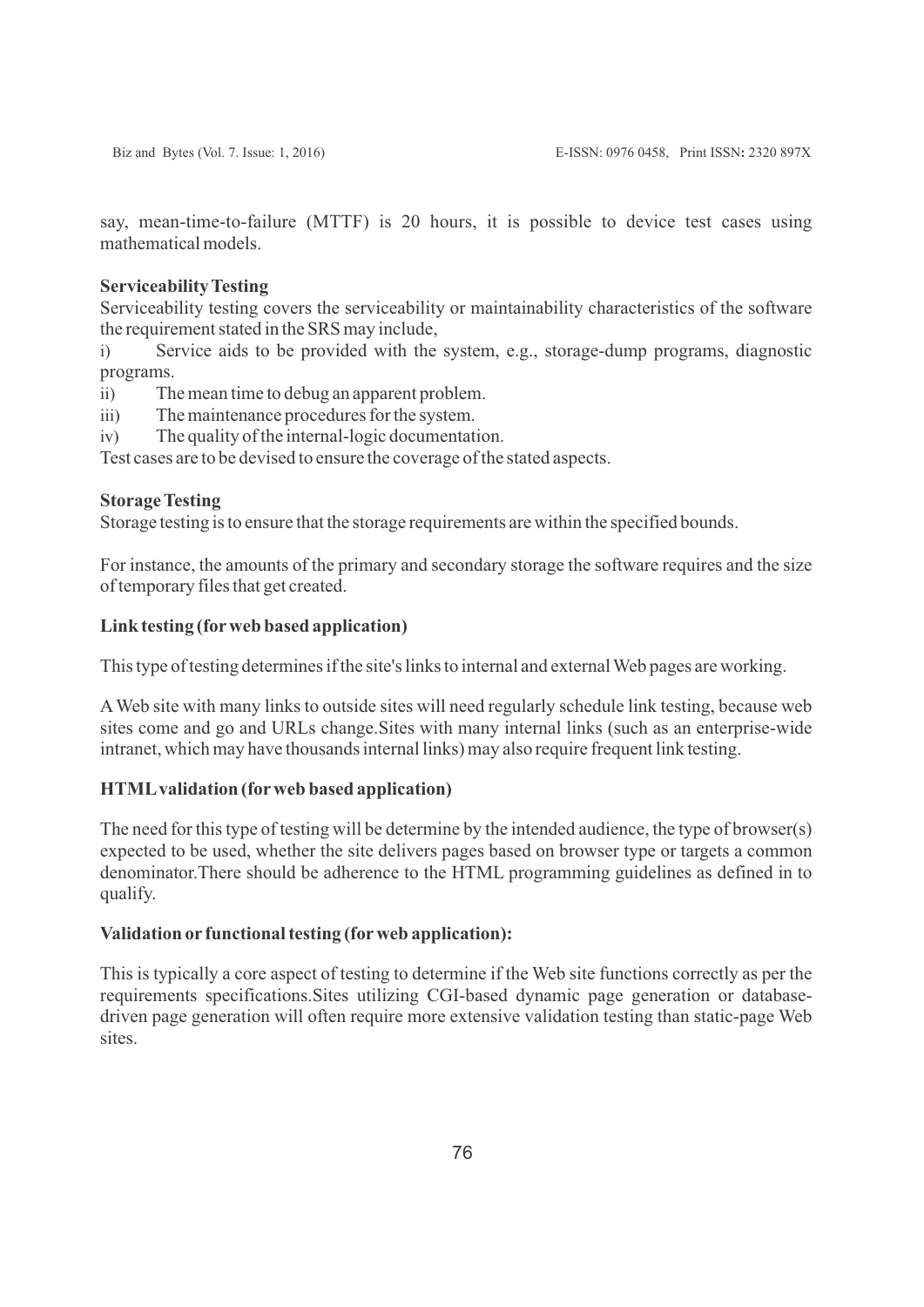say, mean-time-to-failure (MTTF) is 20 hours, it is possible to device test cases using mathematical models.

**Serviceability Testing**

Serviceability testing covers the serviceability or maintainability characteristics of the software the requirement stated in the SRS may include,

i) Service aids to be provided with the system, e.g., storage-dump programs, diagnostic programs.

ii) The mean time to debug an apparent problem.

iii) The maintenance procedures for the system.

iv) The quality of the internal-logic documentation.

Test cases are to be devised to ensure the coverage of the stated aspects.

**Storage Testing**

Storage testing is to ensure that the storage requirements are within the specified bounds.

For instance, the amounts of the primary and secondary storage the software requires and the size of temporary files that get created.

**Link testing (for web based application)**

This type of testing determines if the site's links to internal and external Web pages are working.

A Web site with many links to outside sites will need regularly schedule link testing, because web sites come and go and URLs change.Sites with many internal links (such as an enterprise-wide intranet, which may have thousands internal links) may also require frequent link testing.

**HTML validation (for web based application)**

The need for this type of testing will be determine by the intended audience, the type of browser(s) expected to be used, whether the site delivers pages based on browser type or targets a common denominator.There should be adherence to the HTML programming guidelines as defined in to qualify.

**Validation or functional testing (for web application):**

This is typically a core aspect of testing to determine if the Web site functions correctly as per the requirements specifications.Sites utilizing CGI-based dynamic page generation or database-driven page generation will often require more extensive validation testing than static-page Web sites.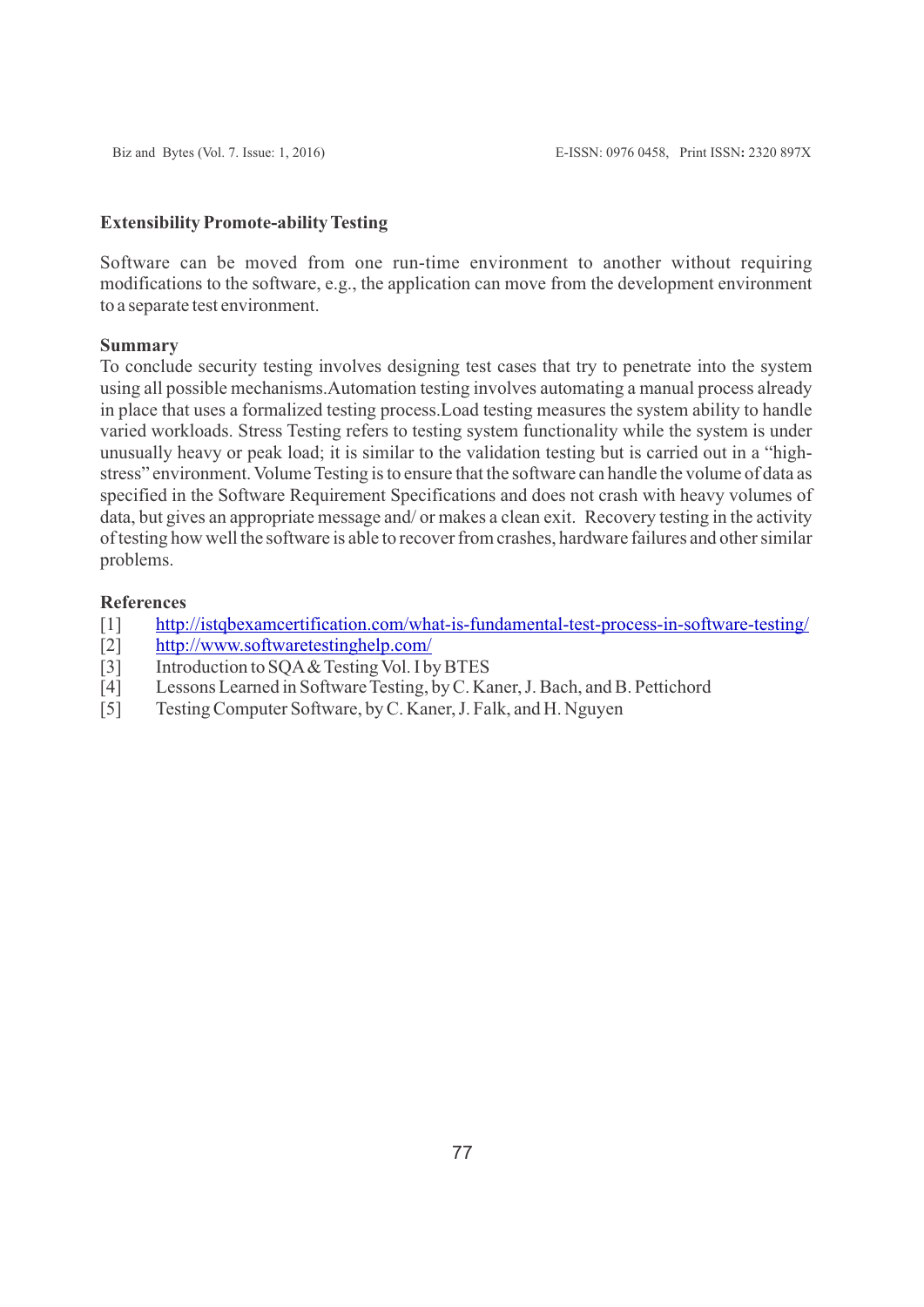### Extensibility Promote-ability Testing

Software can be moved from one run-time environment to another without requiring modifications to the software, e.g., the application can move from the development environment to a separate test environment.

### Summary

To conclude security testing involves designing test cases that try to penetrate into the system using all possible mechanisms.Automation testing involves automating a manual process already in place that uses a formalized testing process.Load testing measures the system ability to handle varied workloads. Stress Testing refers to testing system functionality while the system is under unusually heavy or peak load; it is similar to the validation testing but is carried out in a "high-stress" environment. Volume Testing is to ensure that the software can handle the volume of data as specified in the Software Requirement Specifications and does not crash with heavy volumes of data, but gives an appropriate message and/ or makes a clean exit. Recovery testing in the activity of testing how well the software is able to recover from crashes, hardware failures and other similar problems.

### References

[1] http://istqbexamcertification.com/what-is-fundamental-test-process-in-software-testing/

[2] http://www.softwaretestinghelp.com/

[3] Introduction to SQA & Testing Vol. I by BTES

[4] Lessons Learned in Software Testing, by C. Kaner, J. Bach, and B. Pettichord

[5] Testing Computer Software, by C. Kaner, J. Falk, and H. Nguyen